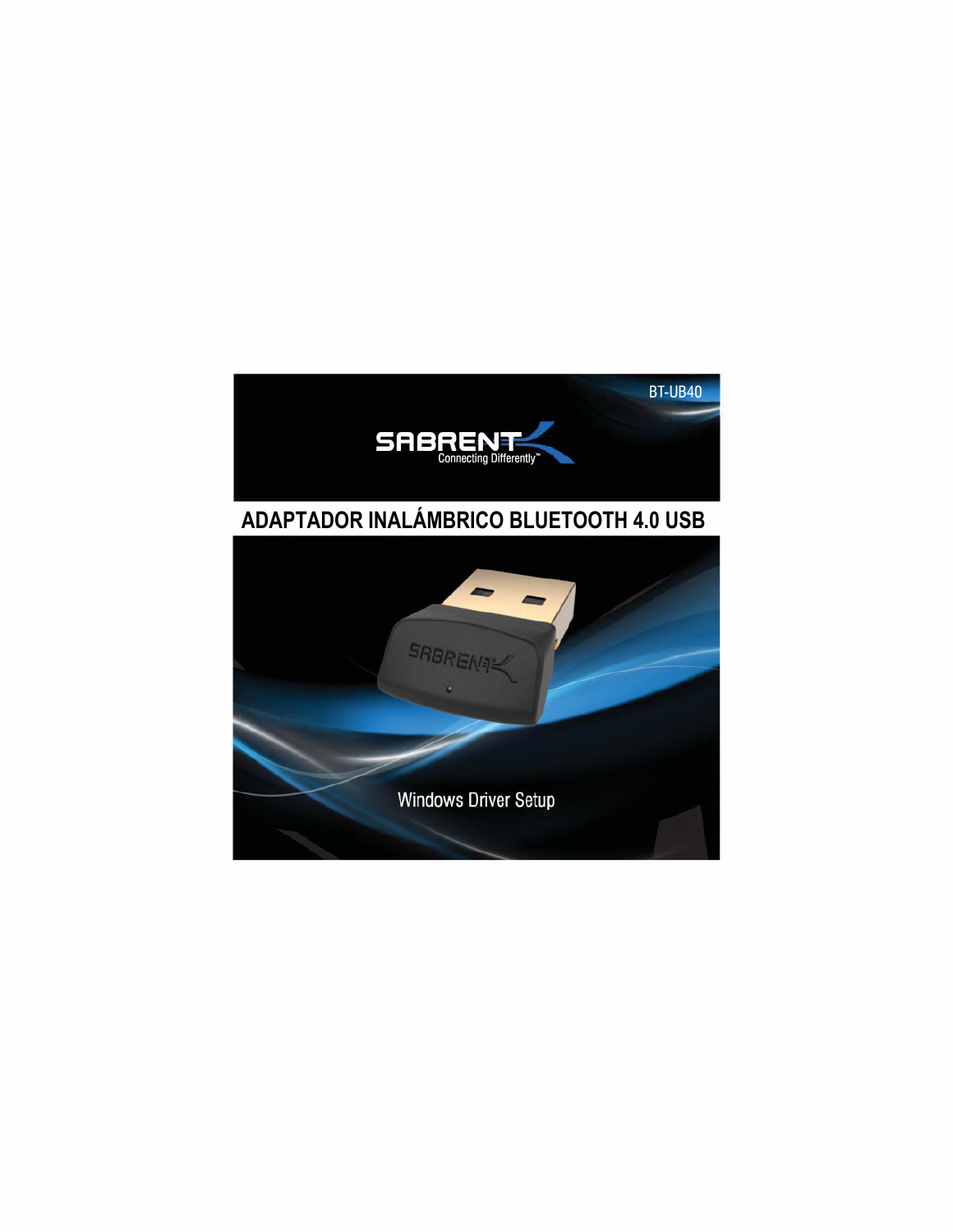BT-UB40

SABRENT
Connecting Differently™

# ADAPTADOR INALÁMBRICO BLUETOOTH 4.0 USB

Windows Driver Setup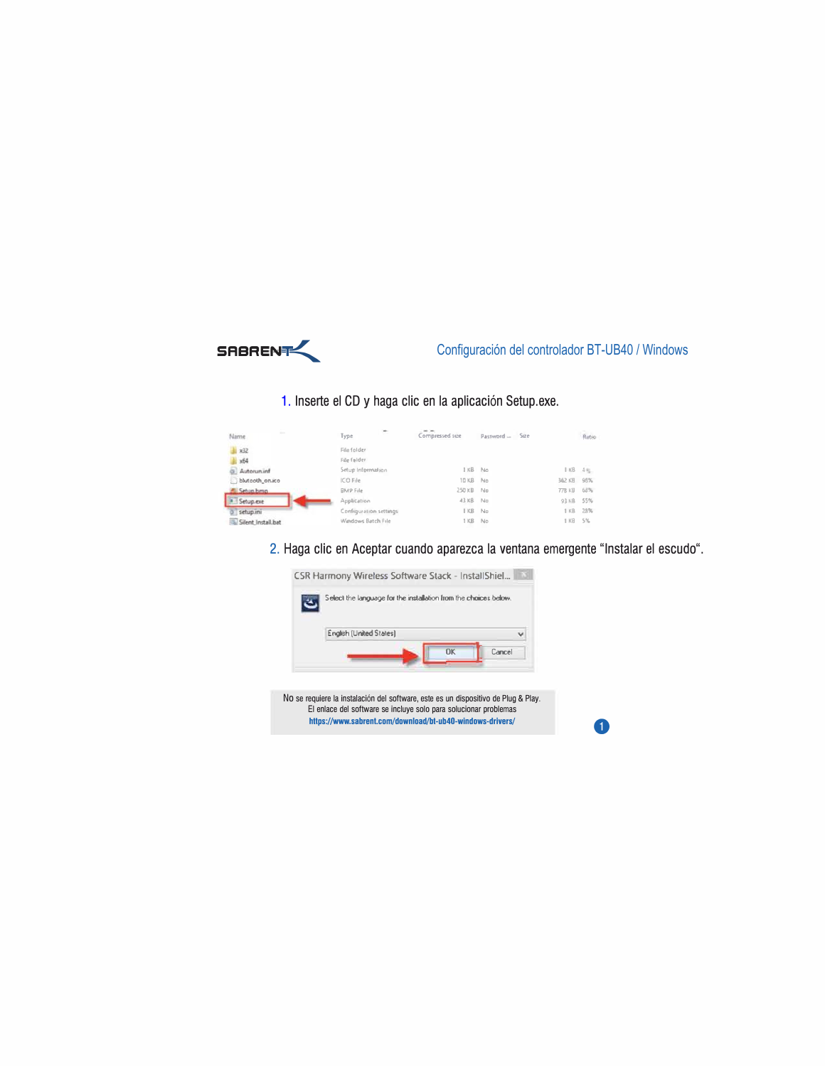## Configuración del controlador BT-UB40 / Windows

1. Inserte el CD y haga clic en la aplicación Setup.exe.

2. Haga clic en Aceptar cuando aparezca la ventana emergente “Instalar el escudo“.

No se requiere la instalación del software, este es un dispositivo de Plug & Play.
El enlace del software se incluye solo para solucionar problemas
**https://www.sabrent.com/download/bt-ub40-windows-drivers/**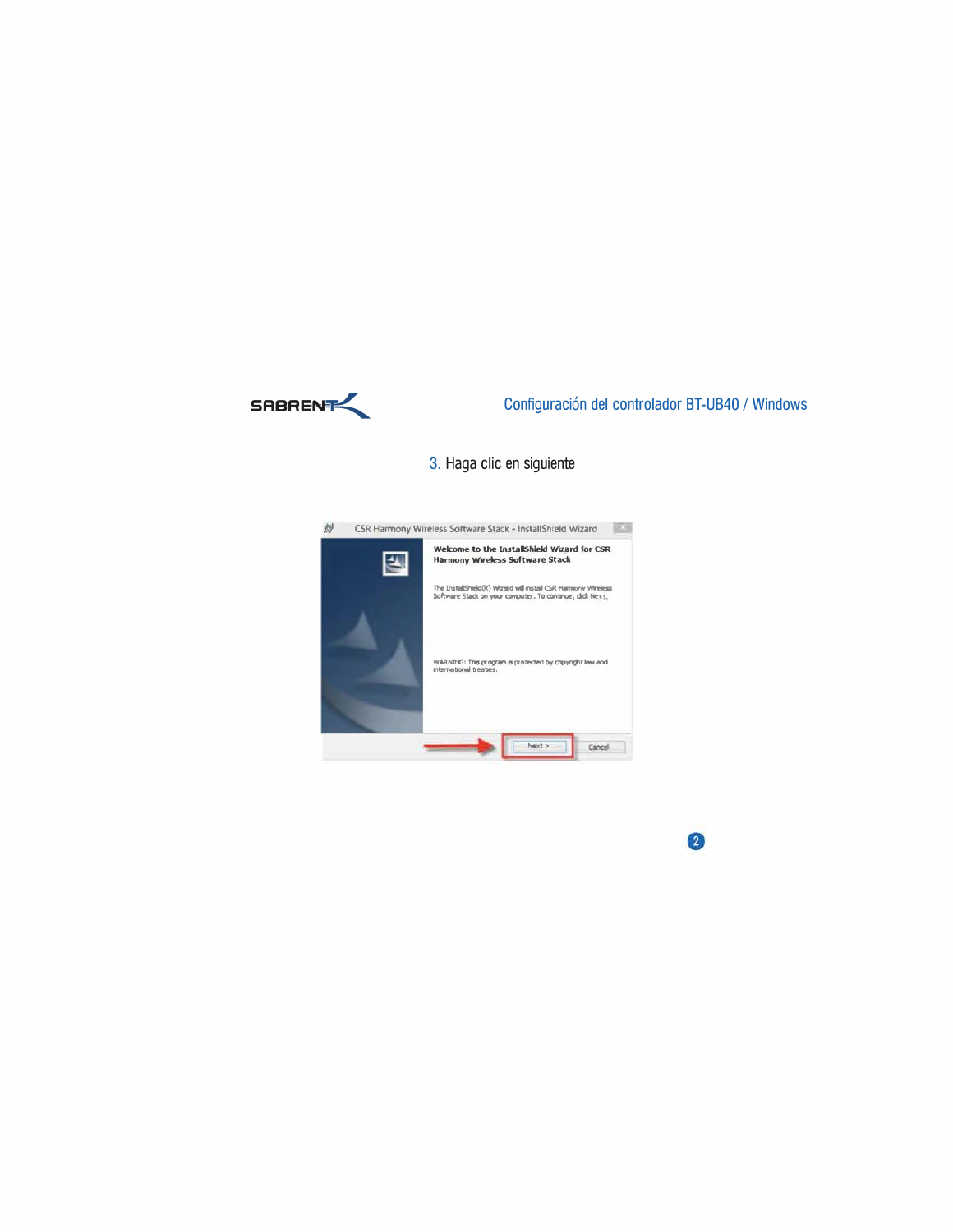3. Haga clic en siguiente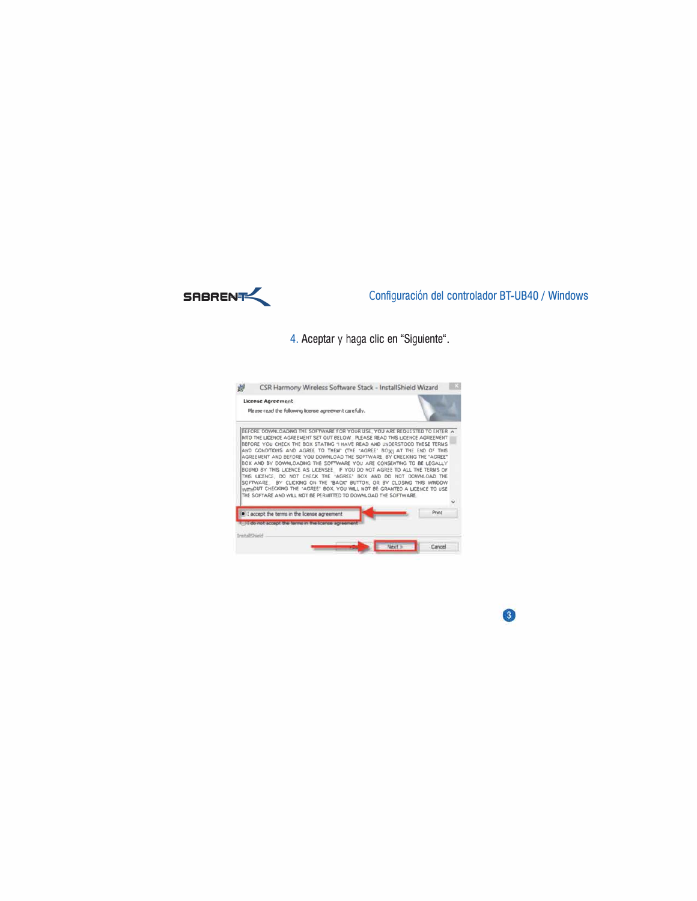4. Aceptar y haga clic en “Siguiente“.

CSR Harmony Wireless Software Stack - InstallShield Wizard

License Agreement

Please read the following license agreement carefully.

BEFORE DOWNLOADING THE SOFTWARE FOR YOUR USE, YOU ARE REQUESTED TO ENTER INTO THE LICENCE AGREEMENT SET OUT BELOW. PLEASE READ THIS LICENCE AGREEMENT BEFORE YOU CHECK THE BOX STATING "I HAVE READ AND UNDERSTOOD THESE TERMS AND CONDITIONS AND AGREE TO THEM" (THE "AGREE" BOX) AT THE END OF THIS AGREEMENT AND BEFORE YOU DOWNLOAD THE SOFTWARE. BY CHECKING THE "AGREE" BOX AND BY DOWNLOADING THE SOFTWARE YOU ARE CONSENTING TO BE LEGALLY BOUND BY THIS LICENCE AS LICENSEE. IF YOU DO NOT AGREE TO ALL THE TERMS OF THIS LICENCE, DO NOT CHECK THE "AGREE" BOX AND DO NOT DOWNLOAD THE SOFTWARE. BY CLICKING ON THE "BACK" BUTTON, OR BY CLOSING THIS WINDOW WITHOUT CHECKING THE "AGREE" BOX, YOU WILL NOT BE GRANTED A LICENCE TO USE THE SOFTARE AND WILL NOT BE PERMITTED TO DOWNLOAD THE SOFTWARE.

- I accept the terms in the license agreement
- I do not accept the terms in the license agreement

Print

InstallShield

Next >  Cancel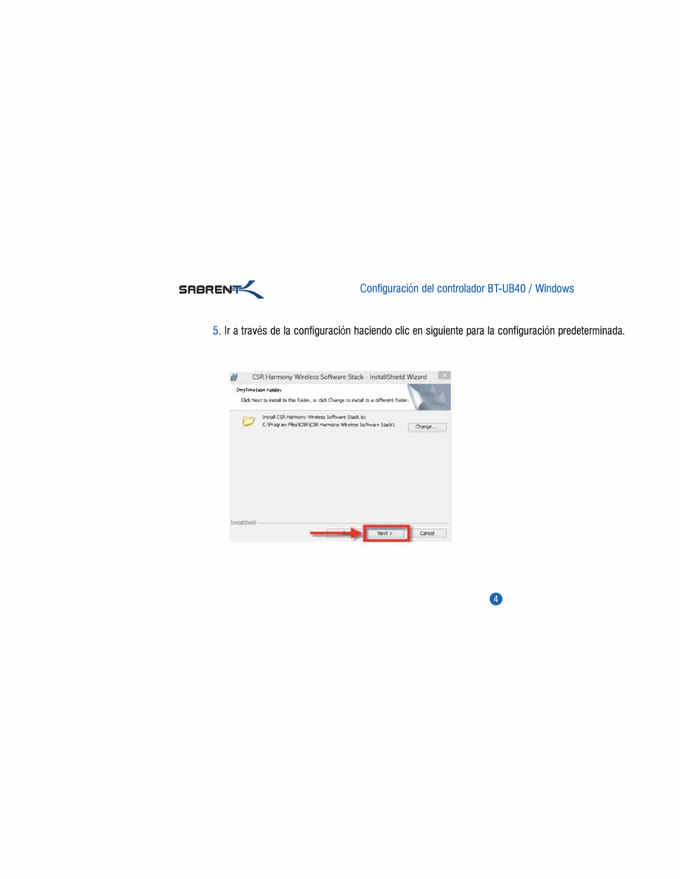5. Ir a través de la configuración haciendo clic en siguiente para la configuración predeterminada.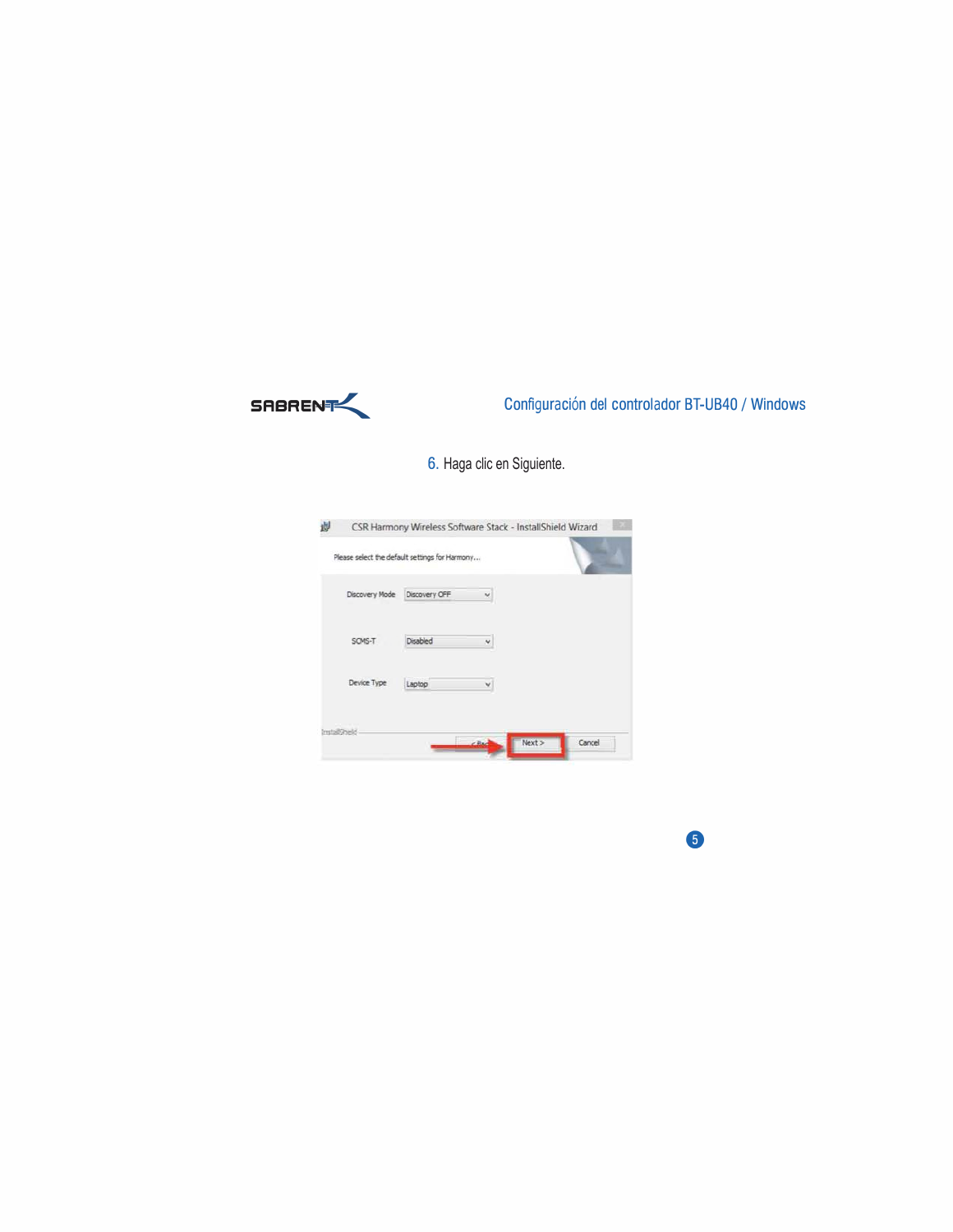6. Haga clic en Siguiente.

CSR Harmony Wireless Software Stack - InstallShield Wizard

Please select the default settings for Harmony...

Discovery Mode: Discovery OFF

SCMS-T: Disabled

Device Type: Laptop

InstallShield

< Back | Next > | Cancel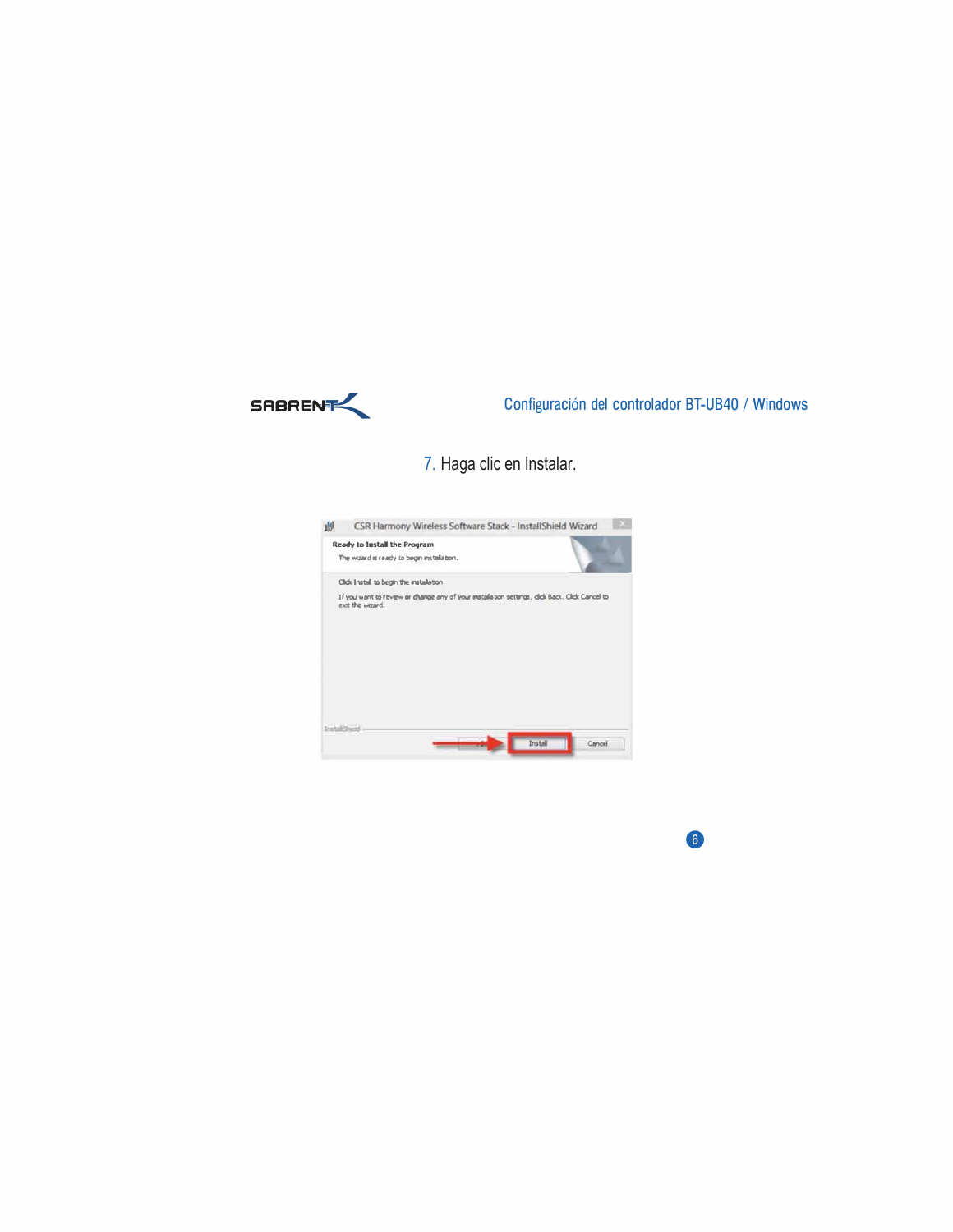7. Haga clic en Instalar.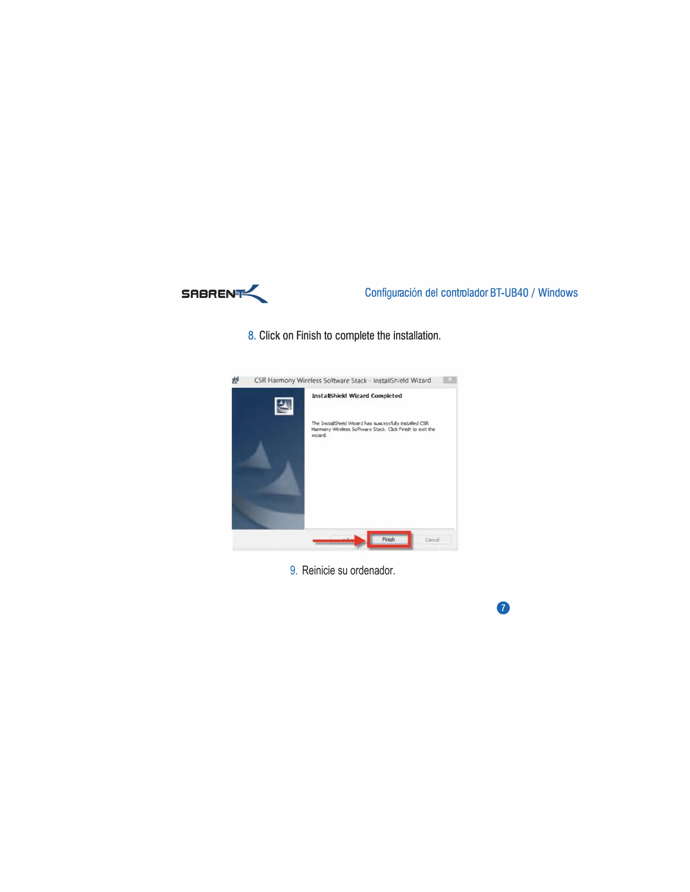8. Click on Finish to complete the installation.

9. Reinicie su ordenador.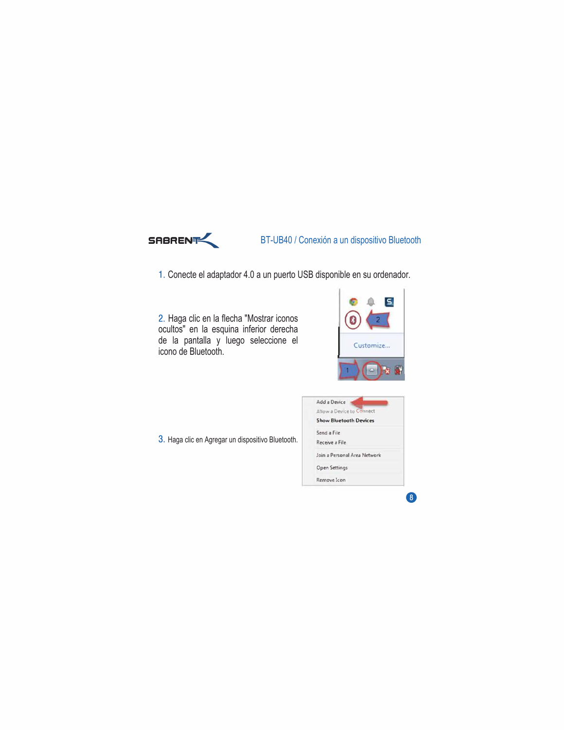## BT-UB40 / Conexión a un dispositivo Bluetooth

1. Conecte el adaptador 4.0 a un puerto USB disponible en su ordenador.

2. Haga clic en la flecha "Mostrar iconos ocultos" en la esquina inferior derecha de la pantalla y luego seleccione el icono de Bluetooth.

3. Haga clic en Agregar un dispositivo Bluetooth.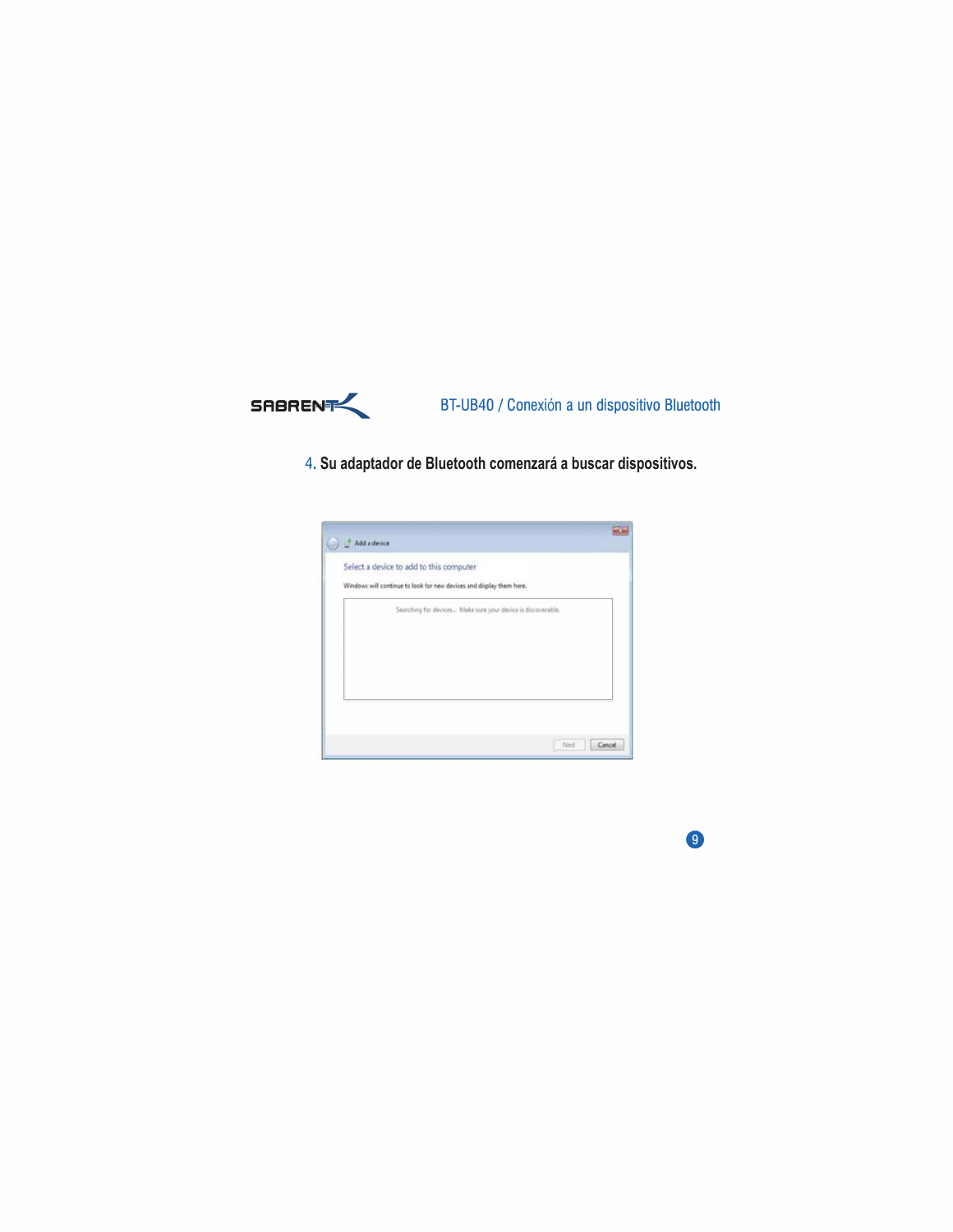4. Su adaptador de Bluetooth comenzará a buscar dispositivos.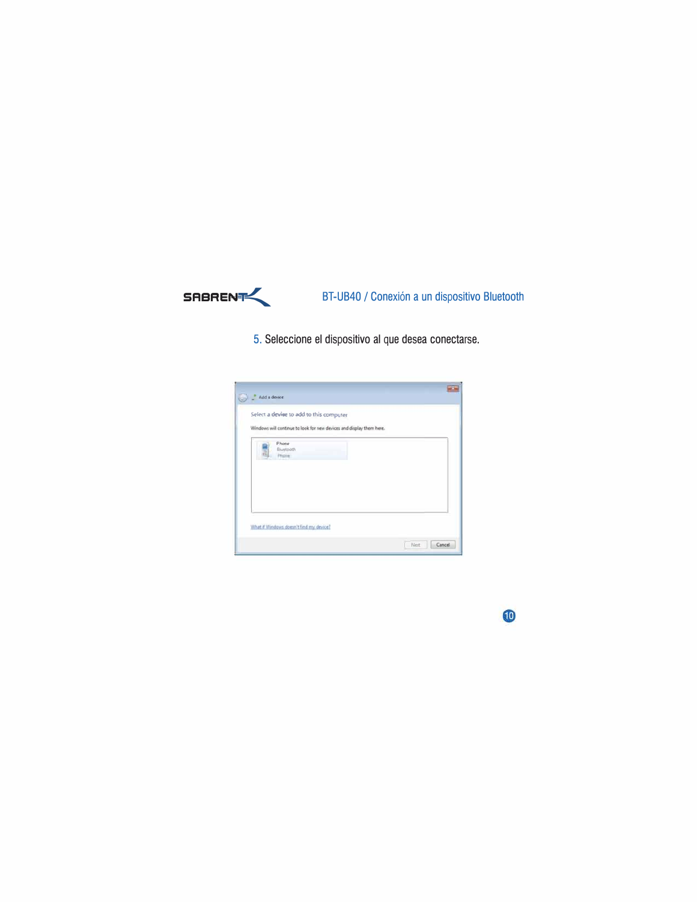5. Seleccione el dispositivo al que desea conectarse.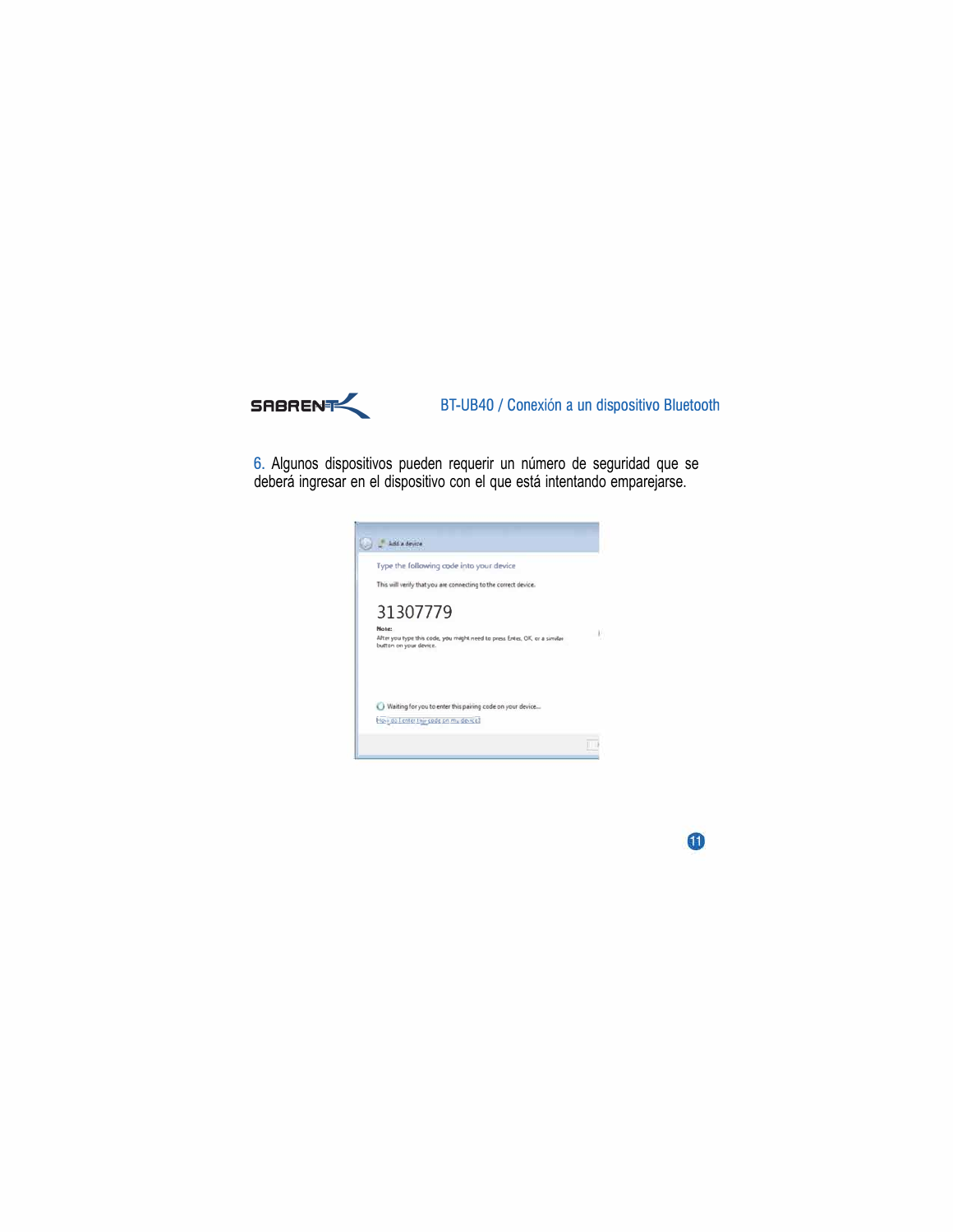6. Algunos dispositivos pueden requerir un número de seguridad que se deberá ingresar en el dispositivo con el que está intentando emparejarse.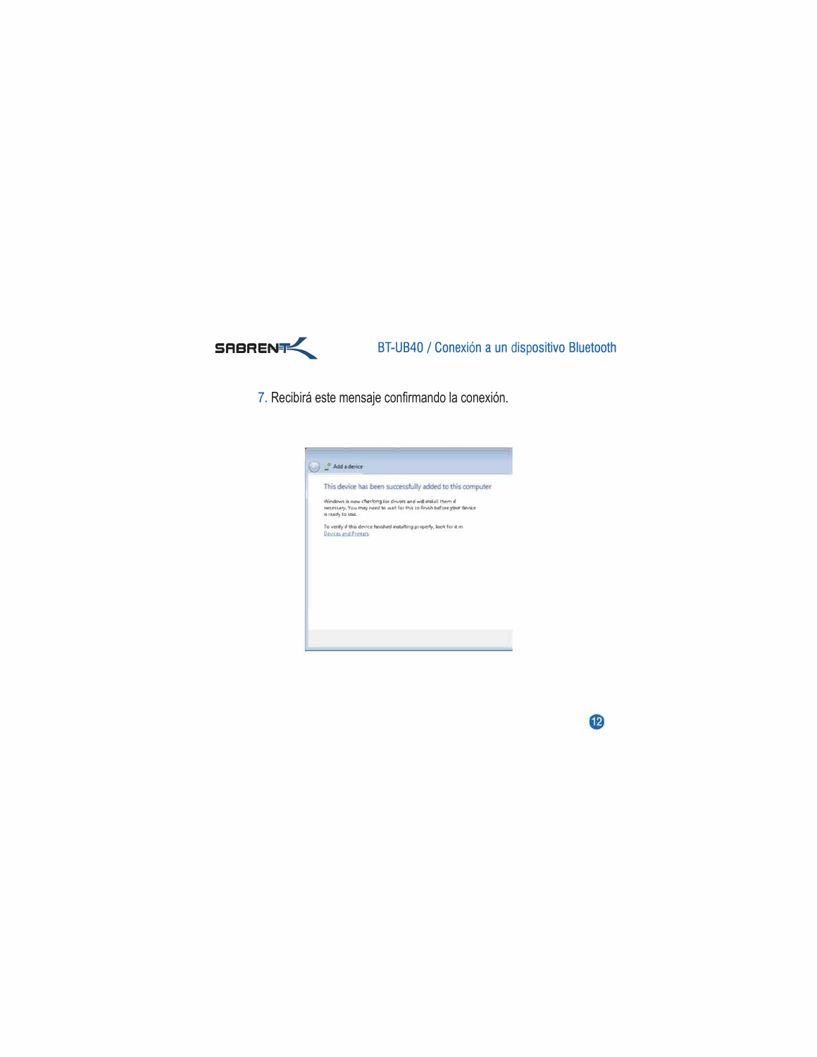7. Recibirá este mensaje confirmando la conexión.